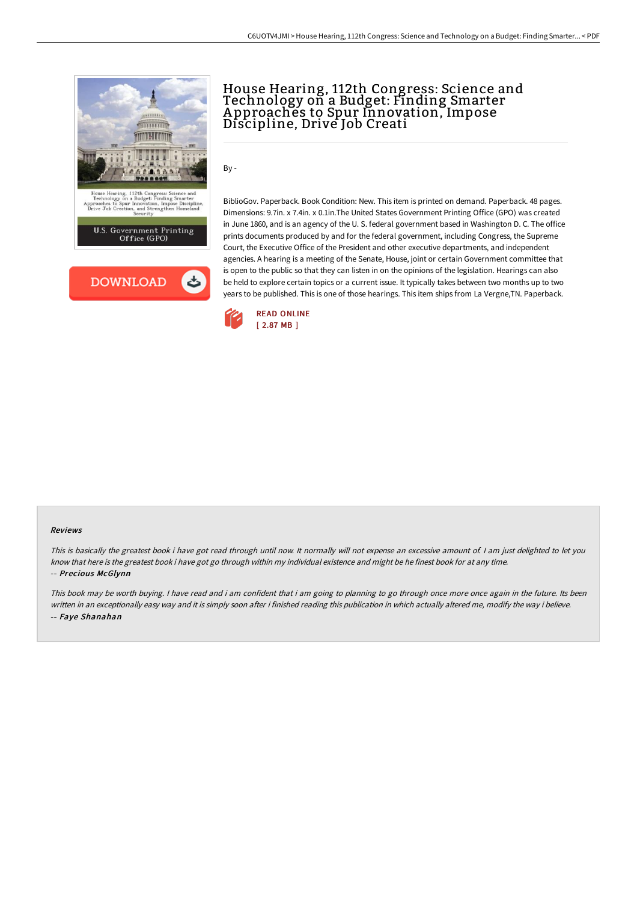# House Hearing, 112th Congress: Science and Technology on a Budget: Finding Smarter Approaches to Spur Innovation, Impose Discipline, Drive Job Creati

By -

BiblioGov. Paperback. Book Condition: New. This item is printed on demand. Paperback. 48 pages. Dimensions: 9.7in. x 7.4in. x 0.1in.The United States Government Printing Office (GPO) was created in June 1860, and is an agency of the U. S. federal government based in Washington D. C. The office prints documents produced by and for the federal government, including Congress, the Supreme Court, the Executive Office of the President and other executive departments, and independent agencies. A hearing is a meeting of the Senate, House, joint or certain Government committee that is open to the public so that they can listen in on the opinions of the legislation. Hearings can also be held to explore certain topics or a current issue. It typically takes between two months up to two years to be published. This is one of those hearings. This item ships from La Vergne,TN. Paperback.

READ ONLINE
[ 2.87 MB ]

## Reviews

*This is basically the greatest book i have got read through until now. It normally will not expense an excessive amount of. I am just delighted to let you know that here is the greatest book i have got go through within my individual existence and might be he finest book for at any time.*

-- *Precious McGlynn*

*This book may be worth buying. I have read and i am confident that i am going to planning to go through once more once again in the future. Its been written in an exceptionally easy way and it is simply soon after i finished reading this publication in which actually altered me, modify the way i believe.*

-- *Faye Shanahan*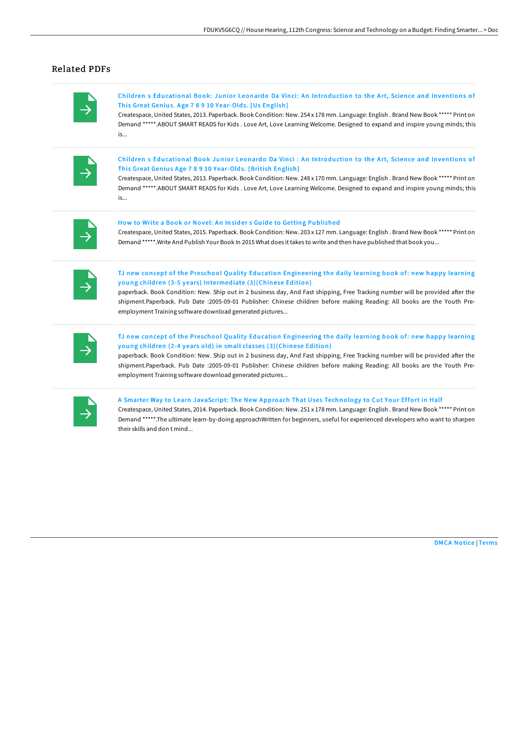## Related PDFs

**Children s Educational Book: Junior Leonardo Da Vinci: An Introduction to the Art, Science and Inventions of This Great Genius. Age 7 8 9 10 Year-Olds. [Us English]**

Createspace, United States, 2013. Paperback. Book Condition: New. 254 x 178 mm. Language: English . Brand New Book ***** Print on Demand *****.ABOUT SMART READS for Kids . Love Art, Love Learning Welcome. Designed to expand and inspire young minds; this is...

**Children s Educational Book Junior Leonardo Da Vinci : An Introduction to the Art, Science and Inventions of This Great Genius Age 7 8 9 10 Year-Olds. [British English]**

Createspace, United States, 2013. Paperback. Book Condition: New. 248 x 170 mm. Language: English . Brand New Book ***** Print on Demand *****.ABOUT SMART READS for Kids . Love Art, Love Learning Welcome. Designed to expand and inspire young minds; this is...

**How to Write a Book or Novel: An Insider s Guide to Getting Published**

Createspace, United States, 2015. Paperback. Book Condition: New. 203 x 127 mm. Language: English . Brand New Book ***** Print on Demand *****.Write And Publish Your Book In 2015 What does it takes to write and then have published that book you...

**TJ new concept of the Preschool Quality Education Engineering the daily learning book of: new happy learning young children (3-5 years) Intermediate (3)(Chinese Edition)**

paperback. Book Condition: New. Ship out in 2 business day, And Fast shipping, Free Tracking number will be provided after the shipment.Paperback. Pub Date :2005-09-01 Publisher: Chinese children before making Reading: All books are the Youth Pre-employment Training software download generated pictures...

**TJ new concept of the Preschool Quality Education Engineering the daily learning book of: new happy learning young children (2-4 years old) in small classes (3)(Chinese Edition)**

paperback. Book Condition: New. Ship out in 2 business day, And Fast shipping, Free Tracking number will be provided after the shipment.Paperback. Pub Date :2005-09-01 Publisher: Chinese children before making Reading: All books are the Youth Pre-employment Training software download generated pictures...

**A Smarter Way to Learn JavaScript: The New Approach That Uses Technology to Cut Your Effort in Half**

Createspace, United States, 2014. Paperback. Book Condition: New. 251 x 178 mm. Language: English . Brand New Book ***** Print on Demand *****.The ultimate learn-by-doing approachWritten for beginners, useful for experienced developers who want to sharpen their skills and don t mind...